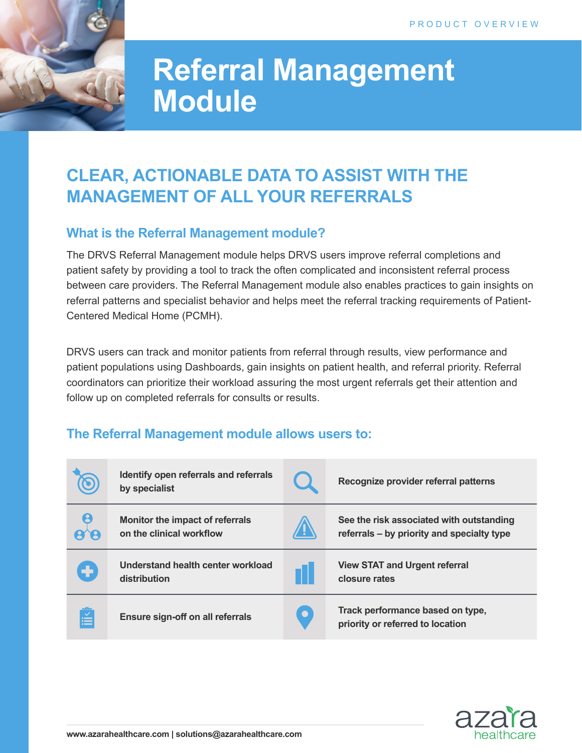PRODUCT OVERVIEW

# Referral Management Module

## CLEAR, ACTIONABLE DATA TO ASSIST WITH THE MANAGEMENT OF ALL YOUR REFERRALS

### What is the Referral Management module?

The DRVS Referral Management module helps DRVS users improve referral completions and patient safety by providing a tool to track the often complicated and inconsistent referral process between care providers. The Referral Management module also enables practices to gain insights on referral patterns and specialist behavior and helps meet the referral tracking requirements of Patient-Centered Medical Home (PCMH).

DRVS users can track and monitor patients from referral through results, view performance and patient populations using Dashboards, gain insights on patient health, and referral priority. Referral coordinators can prioritize their workload assuring the most urgent referrals get their attention and follow up on completed referrals for consults or results.

### The Referral Management module allows users to:

- **Identify open referrals and referrals by specialist**
- **Recognize provider referral patterns**
- **Monitor the impact of referrals on the clinical workflow**
- **See the risk associated with outstanding referrals – by priority and specialty type**
- **Understand health center workload distribution**
- **View STAT and Urgent referral closure rates**
- **Ensure sign-off on all referrals**
- **Track performance based on type, priority or referred to location**

www.azarahealthcare.com | solutions@azarahealthcare.com

azara healthcare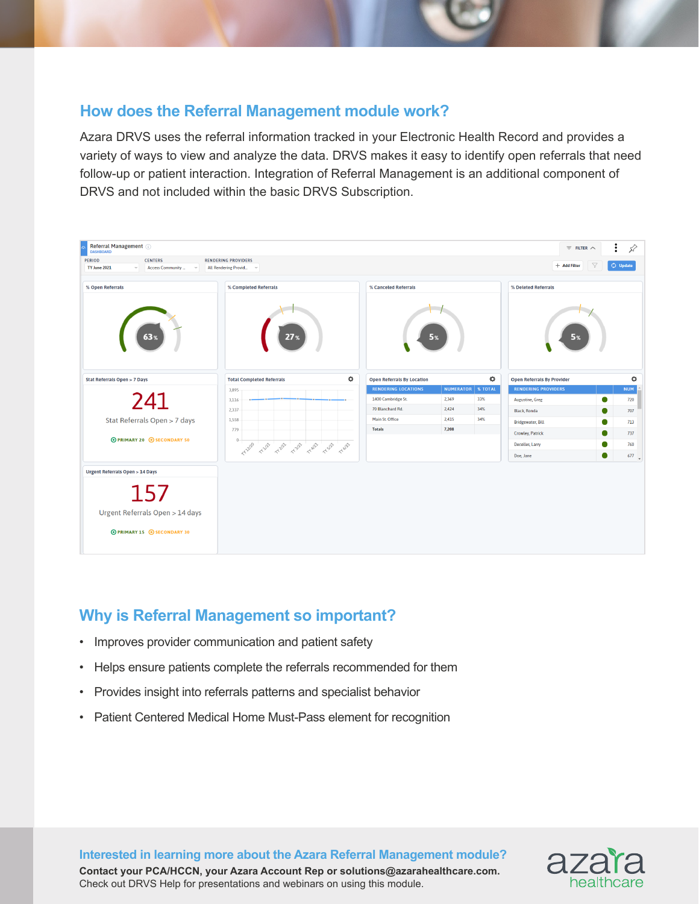## How does the Referral Management module work?

Azara DRVS uses the referral information tracked in your Electronic Health Record and provides a variety of ways to view and analyze the data. DRVS makes it easy to identify open referrals that need follow-up or patient interaction. Integration of Referral Management is an additional component of DRVS and not included within the basic DRVS Subscription.

Referral Management
DASHBOARD

PERIOD: TY June 2021
CENTERS: Access Community ...
RENDERING PROVIDERS: All Rendering Provid...

FILTER | Add Filter | Update

% Open Referrals
63%

% Completed Referrals
27%

% Canceled Referrals
5%

% Deleted Referrals
5%

Stat Referrals Open > 7 Days
241
Stat Referrals Open > 7 days
PRIMARY 20 | SECONDARY 50

Total Completed Referrals
3,895
3,116
2,337
1,558
779
0
TY 12/20, TY 1/21, TY 2/21, TY 3/21, TY 4/21, TY 5/21, TY 6/21

Open Referrals By Location

| RENDERING LOCATIONS | NUMERATOR | % TOTAL |
|---|---|---|
| 1400 Cambridge St. | 2,369 | 33% |
| 70 Blanchard Rd. | 2,424 | 34% |
| Main St. Office | 2,415 | 34% |
| Totals | 7,208 | |

Open Referrals By Provider

| RENDERING PROVIDERS | NUM |
|---|---|
| Augustine, Greg | 720 |
| Black, Ronda | 707 |
| Bridgewater, Bill | 713 |
| Crowley, Patrick | 737 |
| Decelles, Larry | 760 |
| Doe, Jane | 677 |

Urgent Referrals Open > 14 Days
157
Urgent Referrals Open > 14 days
PRIMARY 15 | SECONDARY 30

## Why is Referral Management so important?

- Improves provider communication and patient safety
- Helps ensure patients complete the referrals recommended for them
- Provides insight into referrals patterns and specialist behavior
- Patient Centered Medical Home Must-Pass element for recognition

### Interested in learning more about the Azara Referral Management module?

**Contact your PCA/HCCN, your Azara Account Rep or solutions@azarahealthcare.com.**
Check out DRVS Help for presentations and webinars on using this module.

azara healthcare